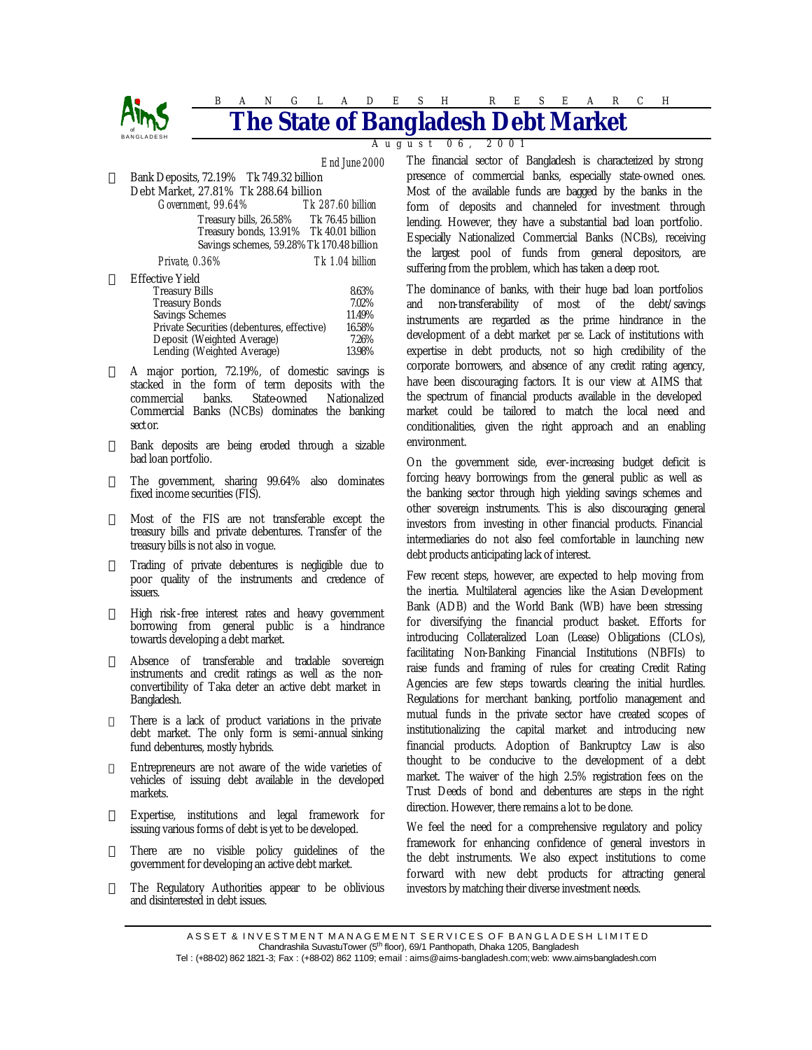BANGLADESH RESEARCH

# The State of Bangladesh Debt Market

August 06, 2001

*End June 2000*

- Bank Deposits, 72.19% Tk 749.32 billion
- Debt Market, 27.81% Tk 288.64 billion
  - *Government, 99.64%* *Tk 287.60 billion*
    - Treasury bills, 26.58% Tk 76.45 billion
    - Treasury bonds, 13.91% Tk 40.01 billion
    - Savings schemes, 59.28% Tk 170.48 billion
  - *Private, 0.36%* *Tk 1.04 billion*

- Effective Yield

| | |
|---|---|
| Treasury Bills | 8.63% |
| Treasury Bonds | 7.02% |
| Savings Schemes | 11.49% |
| Private Securities (debentures, effective) | 16.58% |
| Deposit (Weighted Average) | 7.26% |
| Lending (Weighted Average) | 13.98% |

- A major portion, 72.19%, of domestic savings is stacked in the form of term deposits with the commercial banks. State-owned Nationalized Commercial Banks (NCBs) dominates the banking sector.
- Bank deposits are being eroded through a sizable bad loan portfolio.
- The government, sharing 99.64% also dominates fixed income securities (FIS).
- Most of the FIS are not transferable except the treasury bills and private debentures. Transfer of the treasury bills is not also in vogue.
- Trading of private debentures is negligible due to poor quality of the instruments and credence of issuers.
- High risk-free interest rates and heavy government borrowing from general public is a hindrance towards developing a debt market.
- Absence of transferable and tradable sovereign instruments and credit ratings as well as the non-convertibility of Taka deter an active debt market in Bangladesh.
- There is a lack of product variations in the private debt market. The only form is semi-annual sinking fund debentures, mostly hybrids.
- Entrepreneurs are not aware of the wide varieties of vehicles of issuing debt available in the developed markets.
- Expertise, institutions and legal framework for issuing various forms of debt is yet to be developed.
- There are no visible policy guidelines of the government for developing an active debt market.
- The Regulatory Authorities appear to be oblivious and disinterested in debt issues.

The financial sector of Bangladesh is characterized by strong presence of commercial banks, especially state-owned ones. Most of the available funds are bagged by the banks in the form of deposits and channeled for investment through lending. However, they have a substantial bad loan portfolio. Especially Nationalized Commercial Banks (NCBs), receiving the largest pool of funds from general depositors, are suffering from the problem, which has taken a deep root.

The dominance of banks, with their huge bad loan portfolios and non-transferability of most of the debt/savings instruments are regarded as the prime hindrance in the development of a debt market *per se*. Lack of institutions with expertise in debt products, not so high credibility of the corporate borrowers, and absence of any credit rating agency, have been discouraging factors. It is our view at AIMS that the spectrum of financial products available in the developed market could be tailored to match the local need and conditionalities, given the right approach and an enabling environment.

On the government side, ever-increasing budget deficit is forcing heavy borrowings from the general public as well as the banking sector through high yielding savings schemes and other sovereign instruments. This is also discouraging general investors from investing in other financial products. Financial intermediaries do not also feel comfortable in launching new debt products anticipating lack of interest.

Few recent steps, however, are expected to help moving from the inertia. Multilateral agencies like the Asian Development Bank (ADB) and the World Bank (WB) have been stressing for diversifying the financial product basket. Efforts for introducing Collateralized Loan (Lease) Obligations (CLOs), facilitating Non-Banking Financial Institutions (NBFIs) to raise funds and framing of rules for creating Credit Rating Agencies are few steps towards clearing the initial hurdles. Regulations for merchant banking, portfolio management and mutual funds in the private sector have created scopes of institutionalizing the capital market and introducing new financial products. Adoption of Bankruptcy Law is also thought to be conducive to the development of a debt market. The waiver of the high 2.5% registration fees on the Trust Deeds of bond and debentures are steps in the right direction. However, there remains a lot to be done.

We feel the need for a comprehensive regulatory and policy framework for enhancing confidence of general investors in the debt instruments. We also expect institutions to come forward with new debt products for attracting general investors by matching their diverse investment needs.

ASSET & INVESTMENT MANAGEMENT SERVICES OF BANGLADESH LIMITED
Chandrashila SuvastuTower (5th floor), 69/1 Panthopath, Dhaka 1205, Bangladesh
Tel : (+88-02) 862 1821-3; Fax : (+88-02) 862 1109; email : aims@aims-bangladesh.com; web: www.aims-bangladesh.com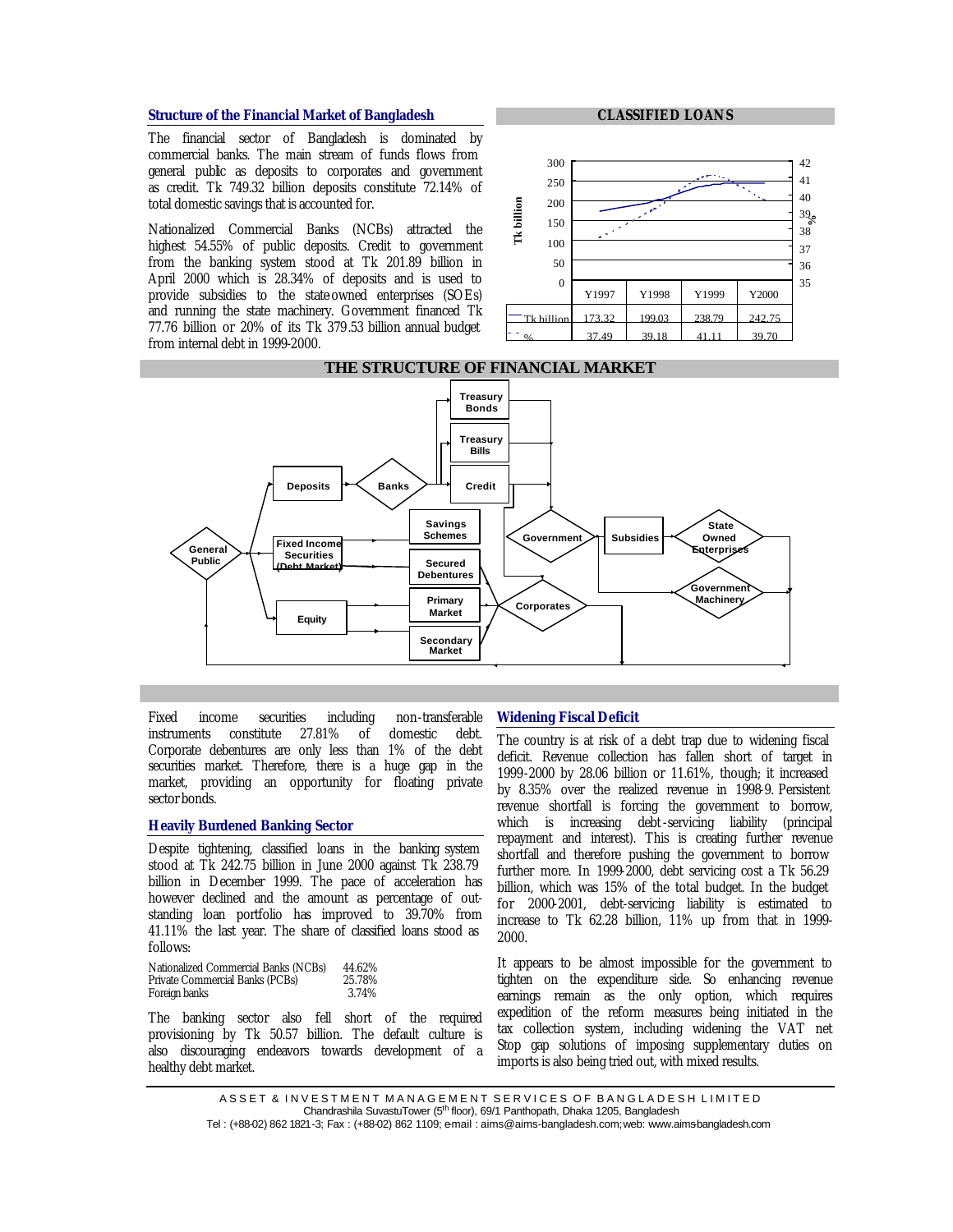## Structure of the Financial Market of Bangladesh

The financial sector of Bangladesh is dominated by commercial banks. The main stream of funds flows from general public as deposits to corporates and government as credit. Tk 749.32 billion deposits constitute 72.14% of total domestic savings that is accounted for.

Nationalized Commercial Banks (NCBs) attracted the highest 54.55% of public deposits. Credit to government from the banking system stood at Tk 201.89 billion in April 2000 which is 28.34% of deposits and is used to provide subsidies to the state owned enterprises (SOEs) and running the state machinery. Government financed Tk 77.76 billion or 20% of its Tk 379.53 billion annual budget from internal debt in 1999-2000.

**CLASSIFIED LOANS**

| | Y1997 | Y1998 | Y1999 | Y2000 |
|---|---|---|---|---|
| Tk billion | 173.32 | 199.03 | 238.79 | 242.75 |
| % | 37.49 | 39.18 | 41.11 | 39.70 |

**THE STRUCTURE OF FINANCIAL MARKET**

Fixed income securities including non-transferable instruments constitute 27.81% of domestic debt. Corporate debentures are only less than 1% of the debt securities market. Therefore, there is a huge gap in the market, providing an opportunity for floating private sector bonds.

## Heavily Burdened Banking Sector

Despite tightening, classified loans in the banking system stood at Tk 242.75 billion in June 2000 against Tk 238.79 billion in December 1999. The pace of acceleration has however declined and the amount as percentage of outstanding loan portfolio has improved to 39.70% from 41.11% the last year. The share of classified loans stood as follows:

| | |
|---|---|
| Nationalized Commercial Banks (NCBs) | 44.62% |
| Private Commercial Banks (PCBs) | 25.78% |
| Foreign banks | 3.74% |

The banking sector also fell short of the required provisioning by Tk 50.57 billion. The default culture is also discouraging endeavors towards development of a healthy debt market.

## Widening Fiscal Deficit

The country is at risk of a debt trap due to widening fiscal deficit. Revenue collection has fallen short of target in 1999-2000 by 28.06 billion or 11.61%, though; it increased by 8.35% over the realized revenue in 1998-9. Persistent revenue shortfall is forcing the government to borrow, which is increasing debt-servicing liability (principal repayment and interest). This is creating further revenue shortfall and therefore pushing the government to borrow further more. In 1999-2000, debt servicing cost a Tk 56.29 billion, which was 15% of the total budget. In the budget for 2000-2001, debt-servicing liability is estimated to increase to Tk 62.28 billion, 11% up from that in 1999-2000.

It appears to be almost impossible for the government to tighten on the expenditure side. So enhancing revenue earnings remain as the only option, which requires expedition of the reform measures being initiated in the tax collection system, including widening the VAT net Stop gap solutions of imposing supplementary duties on imports is also being tried out, with mixed results.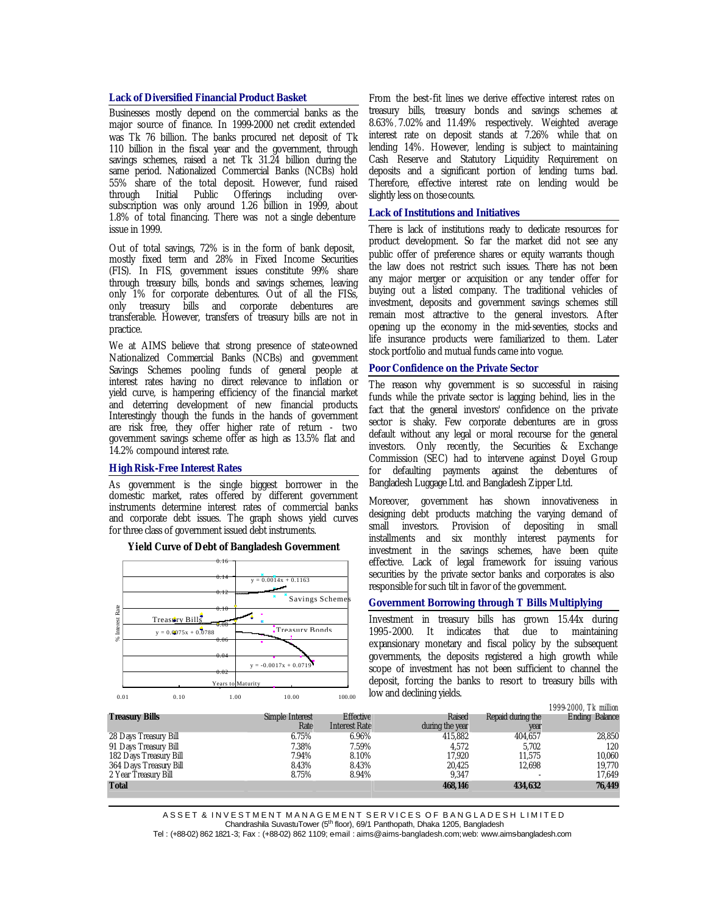## Lack of Diversified Financial Product Basket

Businesses mostly depend on the commercial banks as the major source of finance. In 1999-2000 net credit extended was Tk 76 billion. The banks procured net deposit of Tk 110 billion in the fiscal year and the government, through savings schemes, raised a net Tk 31.24 billion during the same period. Nationalized Commercial Banks (NCBs) hold 55% share of the total deposit. However, fund raised through Initial Public Offerings including over-subscription was only around 1.26 billion in 1999, about 1.8% of total financing. There was not a single debenture issue in 1999.

Out of total savings, 72% is in the form of bank deposit, mostly fixed term and 28% in Fixed Income Securities (FIS). In FIS, government issues constitute 99% share through treasury bills, bonds and savings schemes, leaving only 1% for corporate debentures. Out of all the FISs, only treasury bills and corporate debentures are transferable. However, transfers of treasury bills are not in practice.

We at AIMS believe that strong presence of state-owned Nationalized Commercial Banks (NCBs) and government Savings Schemes pooling funds of general people at interest rates having no direct relevance to inflation or yield curve, is hampering efficiency of the financial market and deterring development of new financial products. Interestingly though the funds in the hands of government are risk free, they offer higher rate of return - two government savings scheme offer as high as 13.5% flat and 14.2% compound interest rate.

## High Risk-Free Interest Rates

As government is the single biggest borrower in the domestic market, rates offered by different government instruments determine interest rates of commercial banks and corporate debt issues. The graph shows yield curves for three class of government issued debt instruments.

**Yield Curve of Debt of Bangladesh Government**

Savings Schemes: $y = 0.0014x + 0.1163$

Treasury Bills: $y = 0.0075x + 0.0788$

Treasury Bonds: $y = -0.0017x + 0.0719$

(Axes: % Interest Rate vs. Years to Maturity)

From the best-fit lines we derive effective interest rates on treasury bills, treasury bonds and savings schemes at 8.63%, 7.02% and 11.49% respectively. Weighted average interest rate on deposit stands at 7.26% while that on lending 14%. However, lending is subject to maintaining Cash Reserve and Statutory Liquidity Requirement on deposits and a significant portion of lending turns bad. Therefore, effective interest rate on lending would be slightly less on those counts.

## Lack of Institutions and Initiatives

There is lack of institutions ready to dedicate resources for product development. So far the market did not see any public offer of preference shares or equity warrants though the law does not restrict such issues. There has not been any major merger or acquisition or any tender offer for buying out a listed company. The traditional vehicles of investment, deposits and government savings schemes still remain most attractive to the general investors. After opening up the economy in the mid-seventies, stocks and life insurance products were familiarized to them. Later stock portfolio and mutual funds came into vogue.

## Poor Confidence on the Private Sector

The reason why government is so successful in raising funds while the private sector is lagging behind, lies in the fact that the general investors' confidence on the private sector is shaky. Few corporate debentures are in gross default without any legal or moral recourse for the general investors. Only recently, the Securities & Exchange Commission (SEC) had to intervene against Doyel Group for defaulting payments against the debentures of Bangladesh Luggage Ltd. and Bangladesh Zipper Ltd.

Moreover, government has shown innovativeness in designing debt products matching the varying demand of small investors. Provision of depositing in small installments and six monthly interest payments for investment in the savings schemes, have been quite effective. Lack of legal framework for issuing various securities by the private sector banks and corporates is also responsible for such tilt in favor of the government.

## Government Borrowing through T Bills Multiplying

Investment in treasury bills has grown 15.44x during 1995-2000. It indicates that due to maintaining expansionary monetary and fiscal policy by the subsequent governments, the deposits registered a high growth while scope of investment has not been sufficient to channel the deposit, forcing the banks to resort to treasury bills with low and declining yields.

*1999-2000, Tk million*

| Treasury Bills | Simple Interest Rate | Effective Interest Rate | Raised during the year | Repaid during the year | Ending Balance |
|---|---|---|---|---|---|
| 28 Days Treasury Bill | 6.75% | 6.96% | 415,882 | 404,657 | 28,850 |
| 91 Days Treasury Bill | 7.38% | 7.59% | 4,572 | 5,702 | 120 |
| 182 Days Treasury Bill | 7.94% | 8.10% | 17,920 | 11,575 | 10,060 |
| 364 Days Treasury Bill | 8.43% | 8.43% | 20,425 | 12,698 | 19,770 |
| 2 Year Treasury Bill | 8.75% | 8.94% | 9,347 | - | 17,649 |
| **Total** | | | **468,146** | **434,632** | **76,449** |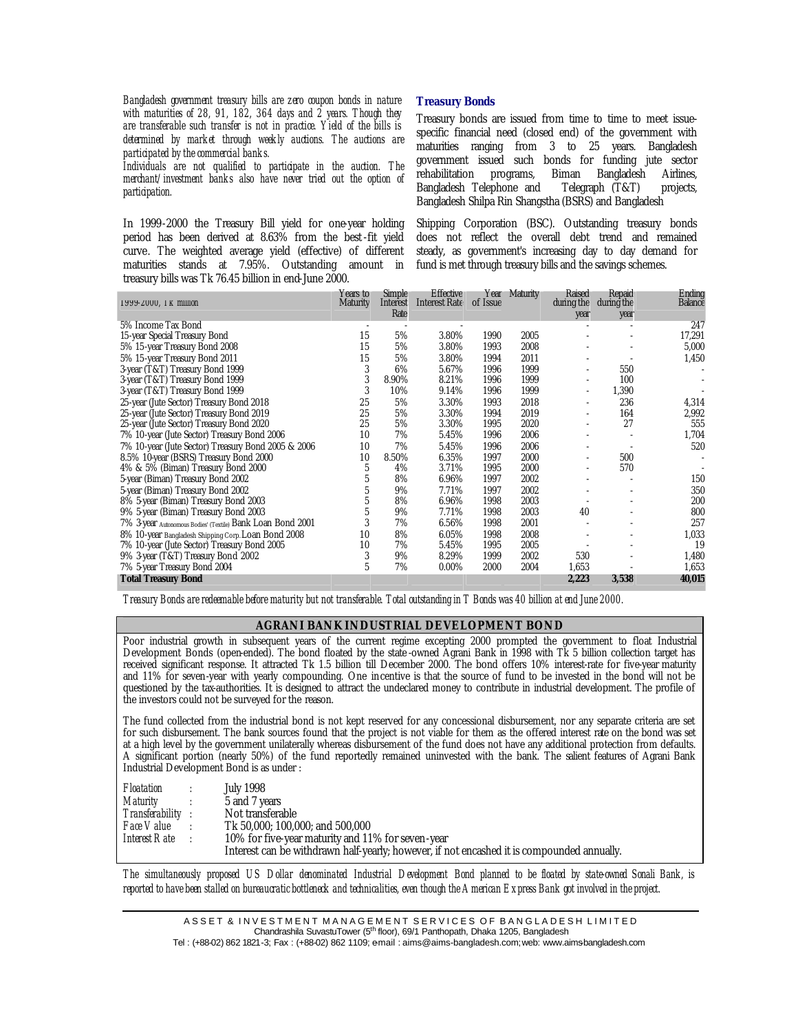*Bangladesh government treasury bills are zero coupon bonds in nature with maturities of 28, 91, 182, 364 days and 2 years. Though they are transferable such transfer is not in practice. Yield of the bills is determined by market through weekly auctions. The auctions are participated by the commercial banks.*

*Individuals are not qualified to participate in the auction. The merchant/investment banks also have never tried out the option of participation.*

In 1999-2000 the Treasury Bill yield for one-year holding period has been derived at 8.63% from the best-fit yield curve. The weighted average yield (effective) of different maturities stands at 7.95%. Outstanding amount in treasury bills was Tk 76.45 billion in end-June 2000.

### Treasury Bonds

Treasury bonds are issued from time to time to meet issue-specific financial need (closed end) of the government with maturities ranging from 3 to 25 years. Bangladesh government issued such bonds for funding jute sector rehabilitation programs, Biman Bangladesh Airlines, Bangladesh Telephone and Telegraph (T&T) projects, Bangladesh Shilpa Rin Shangstha (BSRS) and Bangladesh Shipping Corporation (BSC). Outstanding treasury bonds does not reflect the overall debt trend and remained steady, as government's increasing day to day demand for fund is met through treasury bills and the savings schemes.

| 1999-2000, Tk million | Years to Maturity | Simple Interest Rate | Effective Interest Rate | Year of Issue | Maturity | Raised during the year | Repaid during the year | Ending Balance |
|---|---|---|---|---|---|---|---|---|
| 5% Income Tax Bond | - | - | - | | | - | - | 247 |
| 15-year Special Treasury Bond | 15 | 5% | 3.80% | 1990 | 2005 | - | - | 17,291 |
| 5% 15-year Treasury Bond 2008 | 15 | 5% | 3.80% | 1993 | 2008 | - | - | 5,000 |
| 5% 15-year Treasury Bond 2011 | 15 | 5% | 3.80% | 1994 | 2011 | - | - | 1,450 |
| 3-year (T&T) Treasury Bond 1999 | 3 | 6% | 5.67% | 1996 | 1999 | - | 550 | - |
| 3-year (T&T) Treasury Bond 1999 | 3 | 8.90% | 8.21% | 1996 | 1999 | - | 100 | - |
| 3-year (T&T) Treasury Bond 1999 | 3 | 10% | 9.14% | 1996 | 1999 | - | 1,390 | - |
| 25-year (Jute Sector) Treasury Bond 2018 | 25 | 5% | 3.30% | 1993 | 2018 | - | 236 | 4,314 |
| 25-year (Jute Sector) Treasury Bond 2019 | 25 | 5% | 3.30% | 1994 | 2019 | - | 164 | 2,992 |
| 25-year (Jute Sector) Treasury Bond 2020 | 25 | 5% | 3.30% | 1995 | 2020 | - | 27 | 555 |
| 7% 10-year (Jute Sector) Treasury Bond 2006 | 10 | 7% | 5.45% | 1996 | 2006 | - | - | 1,704 |
| 7% 10-year (Jute Sector) Treasury Bond 2005 & 2006 | 10 | 7% | 5.45% | 1996 | 2006 | - | - | 520 |
| 8.5% 10-year (BSRS) Treasury Bond 2000 | 10 | 8.50% | 6.35% | 1997 | 2000 | - | 500 | - |
| 4% & 5% (Biman) Treasury Bond 2000 | 5 | 4% | 3.71% | 1995 | 2000 | - | 570 | - |
| 5-year (Biman) Treasury Bond 2002 | 5 | 8% | 6.96% | 1997 | 2002 | - | - | 150 |
| 5-year (Biman) Treasury Bond 2002 | 5 | 9% | 7.71% | 1997 | 2002 | - | - | 350 |
| 8% 5-year (Biman) Treasury Bond 2003 | 5 | 8% | 6.96% | 1998 | 2003 | - | - | 200 |
| 9% 5-year (Biman) Treasury Bond 2003 | 5 | 9% | 7.71% | 1998 | 2003 | 40 | - | 800 |
| 7% 3-year Autonomous Bodies' (Textile) Bank Loan Bond 2001 | 3 | 7% | 6.56% | 1998 | 2001 | - | - | 257 |
| 8% 10-year Bangladesh Shipping Corp. Loan Bond 2008 | 10 | 8% | 6.05% | 1998 | 2008 | - | - | 1,033 |
| 7% 10-year (Jute Sector) Treasury Bond 2005 | 10 | 7% | 5.45% | 1995 | 2005 | - | - | 19 |
| 9% 3-year (T&T) Treasury Bond 2002 | 3 | 9% | 8.29% | 1999 | 2002 | 530 | - | 1,480 |
| 7% 5-year Treasury Bond 2004 | 5 | 7% | 0.00% | 2000 | 2004 | 1,653 | - | 1,653 |
| **Total Treasury Bond** | | | | | | **2,223** | **3,538** | **40,015** |

*Treasury Bonds are redeemable before maturity but not transferable. Total outstanding in T Bonds was 40 billion at end June 2000.*

### AGRANI BANK INDUSTRIAL DEVELOPMENT BOND

Poor industrial growth in subsequent years of the current regime excepting 2000 prompted the government to float Industrial Development Bonds (open-ended). The bond floated by the state-owned Agrani Bank in 1998 with Tk 5 billion collection target has received significant response. It attracted Tk 1.5 billion till December 2000. The bond offers 10% interest-rate for five-year maturity and 11% for seven-year with yearly compounding. One incentive is that the source of fund to be invested in the bond will not be questioned by the tax-authorities. It is designed to attract the undeclared money to contribute in industrial development. The profile of the investors could not be surveyed for the reason.

The fund collected from the industrial bond is not kept reserved for any concessional disbursement, nor any separate criteria are set for such disbursement. The bank sources found that the project is not viable for them as the offered interest rate on the bond was set at a high level by the government unilaterally whereas disbursement of the fund does not have any additional protection from defaults. A significant portion (nearly 50%) of the fund reportedly remained uninvested with the bank. The salient features of Agrani Bank Industrial Development Bond is as under :

| | | |
|---|---|---|
| *Floatation* | : | July 1998 |
| *Maturity* | : | 5 and 7 years |
| *Transferability* | : | Not transferable |
| *Face Value* | : | Tk 50,000; 100,000; and 500,000 |
| *Interest Rate* | : | 10% for five-year maturity and 11% for seven-year<br>Interest can be withdrawn half-yearly; however, if not encashed it is compounded annually. |

*The simultaneously proposed US Dollar denominated Industrial Development Bond planned to be floated by state-owned Sonali Bank, is reported to have been stalled on bureaucratic bottleneck and technicalities, even though the American Express Bank got involved in the project.*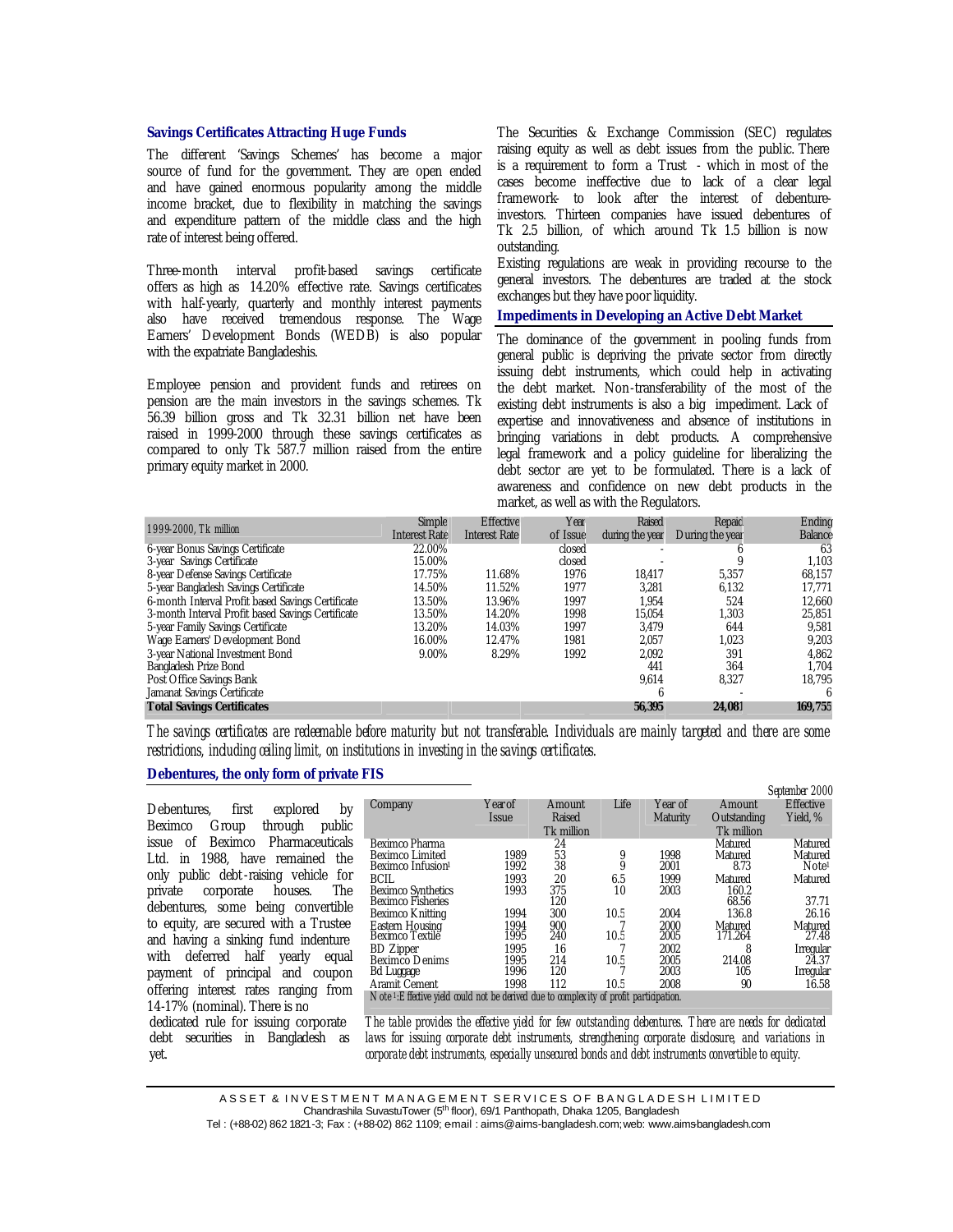### Savings Certificates Attracting Huge Funds

The different 'Savings Schemes' has become a major source of fund for the government. They are open ended and have gained enormous popularity among the middle income bracket, due to flexibility in matching the savings and expenditure pattern of the middle class and the high rate of interest being offered.

Three-month interval profit-based savings certificate offers as high as 14.20% effective rate. Savings certificates with half-yearly, quarterly and monthly interest payments also have received tremendous response. The Wage Earners' Development Bonds (WEDB) is also popular with the expatriate Bangladeshis.

Employee pension and provident funds and retirees on pension are the main investors in the savings schemes. Tk 56.39 billion gross and Tk 32.31 billion net have been raised in 1999-2000 through these savings certificates as compared to only Tk 587.7 million raised from the entire primary equity market in 2000.

The Securities & Exchange Commission (SEC) regulates raising equity as well as debt issues from the public. There is a requirement to form a Trust - which in most of the cases become ineffective due to lack of a clear legal framework- to look after the interest of debenture-investors. Thirteen companies have issued debentures of Tk 2.5 billion, of which around Tk 1.5 billion is now outstanding.

Existing regulations are weak in providing recourse to the general investors. The debentures are traded at the stock exchanges but they have poor liquidity.

### Impediments in Developing an Active Debt Market

The dominance of the government in pooling funds from general public is depriving the private sector from directly issuing debt instruments, which could help in activating the debt market. Non-transferability of the most of the existing debt instruments is also a big impediment. Lack of expertise and innovativeness and absence of institutions in bringing variations in debt products. A comprehensive legal framework and a policy guideline for liberalizing the debt sector are yet to be formulated. There is a lack of awareness and confidence on new debt products in the market, as well as with the Regulators.

| *1999-2000, Tk million* | Simple Interest Rate | Effective Interest Rate | Year of Issue | Raised during the year | Repaid During the year | Ending Balance |
|---|---|---|---|---|---|---|
| 6-year Bonus Savings Certificate | 22.00% | | closed | - | 6 | 63 |
| 3-year Savings Certificate | 15.00% | | closed | - | 9 | 1,103 |
| 8-year Defense Savings Certificate | 17.75% | 11.68% | 1976 | 18,417 | 5,357 | 68,157 |
| 5-year Bangladesh Savings Certificate | 14.50% | 11.52% | 1977 | 3,281 | 6,132 | 17,771 |
| 6-month Interval Profit based Savings Certificate | 13.50% | 13.96% | 1997 | 1,954 | 524 | 12,660 |
| 3-month Interval Profit based Savings Certificate | 13.50% | 14.20% | 1998 | 15,054 | 1,303 | 25,851 |
| 5-year Family Savings Certificate | 13.20% | 14.03% | 1997 | 3,479 | 644 | 9,581 |
| Wage Earners' Development Bond | 16.00% | 12.47% | 1981 | 2,057 | 1,023 | 9,203 |
| 3-year National Investment Bond | 9.00% | 8.29% | 1992 | 2,092 | 391 | 4,862 |
| Bangladesh Prize Bond | | | | 441 | 364 | 1,704 |
| Post Office Savings Bank | | | | 9,614 | 8,327 | 18,795 |
| Jamanat Savings Certificate | | | | 6 | - | 6 |
| **Total Savings Certificates** | | | | **56,395** | **24,081** | **169,755** |

*The savings certificates are redeemable before maturity but not transferable. Individuals are mainly targeted and there are some restrictions, including ceiling limit, on institutions in investing in the savings certificates.*

### Debentures, the only form of private FIS

Debentures, first explored by Beximco Group through public issue of Beximco Pharmaceuticals Ltd. in 1988, have remained the only public debt-raising vehicle for private corporate houses. The debentures, some being convertible to equity, are secured with a Trustee and having a sinking fund indenture with deferred half yearly equal payment of principal and coupon offering interest rates ranging from 14-17% (nominal). There is no dedicated rule for issuing corporate debt securities in Bangladesh as yet.

*September 2000*

| Company | Year of Issue | Amount Raised Tk million | Life | Year of Maturity | Amount Outstanding Tk million | Effective Yield, % |
|---|---|---|---|---|---|---|
| Beximco Pharma | | 24 | | | Matured | Matured |
| Beximco Limited | 1989 | 53 | 9 | 1998 | Matured | Matured |
| Beximco Infusion[1] | 1992 | 38 | 9 | 2001 | 8.73 | Note[1] |
| BCIL | 1993 | 20 | 6.5 | 1999 | Matured | Matured |
| Beximco Synthetics | 1993 | 375 | 10 | 2003 | 160.2 | |
| Beximco Fisheries | | 120 | | | 68.56 | 37.71 |
| Beximco Knitting | 1994 | 300 | 10.5 | 2004 | 136.8 | 26.16 |
| Eastern Housing | 1994 | 900 | 7 | 2000 | Matured | Matured |
| Beximco Textile | 1995 | 240 | 10.5 | 2005 | 171.264 | 27.48 |
| BD Zipper | 1995 | 16 | 7 | 2002 | 8 | Irregular |
| Beximco Denims | 1995 | 214 | 10.5 | 2005 | 214.08 | 24.37 |
| Bd Luggage | 1996 | 120 | 7 | 2003 | 105 | Irregular |
| Aramit Cement | 1998 | 112 | 10.5 | 2008 | 90 | 16.58 |

*Note[1]: Effective yield could not be derived due to complexity of profit participation.*

*The table provides the effective yield for few outstanding debentures. There are needs for dedicated laws for issuing corporate debt instruments, strengthening corporate disclosure, and variations in corporate debt instruments, especially unsecured bonds and debt instruments convertible to equity.*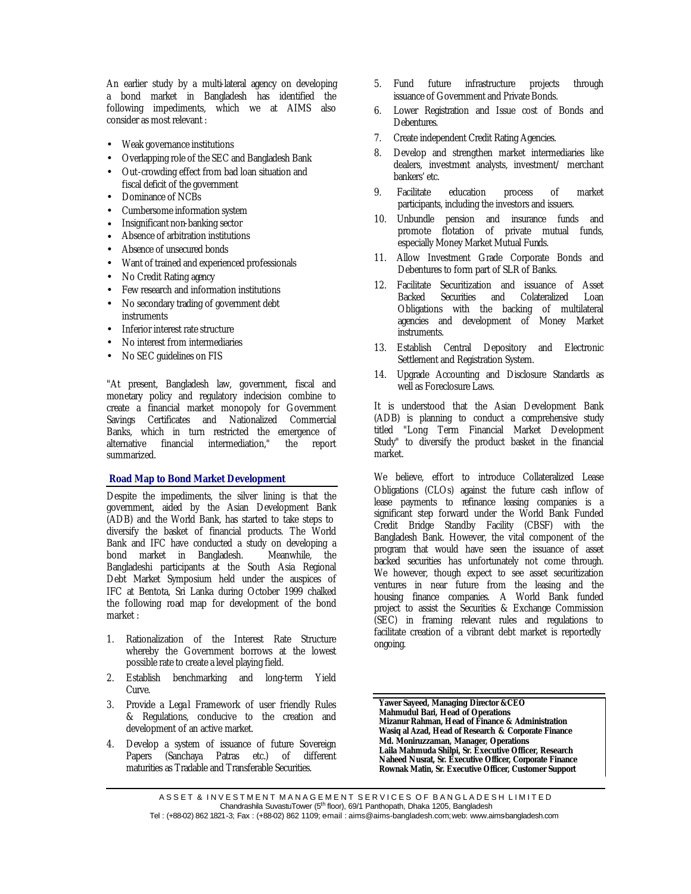An earlier study by a multi-lateral agency on developing a bond market in Bangladesh has identified the following impediments, which we at AIMS also consider as most relevant :

- Weak governance institutions
- Overlapping role of the SEC and Bangladesh Bank
- Out-crowding effect from bad loan situation and fiscal deficit of the government
- Dominance of NCBs
- Cumbersome information system
- Insignificant non-banking sector
- Absence of arbitration institutions
- Absence of unsecured bonds
- Want of trained and experienced professionals
- No Credit Rating agency
- Few research and information institutions
- No secondary trading of government debt instruments
- Inferior interest rate structure
- No interest from intermediaries
- No SEC guidelines on FIS

"At present, Bangladesh law, government, fiscal and monetary policy and regulatory indecision combine to create a financial market monopoly for Government Savings Certificates and Nationalized Commercial Banks, which in turn restricted the emergence of alternative financial intermediation," the report summarized.

## Road Map to Bond Market Development

Despite the impediments, the silver lining is that the government, aided by the Asian Development Bank (ADB) and the World Bank, has started to take steps to diversify the basket of financial products. The World Bank and IFC have conducted a study on developing a bond market in Bangladesh. Meanwhile, the Bangladeshi participants at the South Asia Regional Debt Market Symposium held under the auspices of IFC at Bentota, Sri Lanka during October 1999 chalked the following road map for development of the bond market :

1. Rationalization of the Interest Rate Structure whereby the Government borrows at the lowest possible rate to create a level playing field.
2. Establish benchmarking and long-term Yield Curve.
3. Provide a Legal Framework of user friendly Rules & Regulations, conducive to the creation and development of an active market.
4. Develop a system of issuance of future Sovereign Papers (Sanchaya Patras etc.) of different maturities as Tradable and Transferable Securities.
5. Fund future infrastructure projects through issuance of Government and Private Bonds.
6. Lower Registration and Issue cost of Bonds and Debentures.
7. Create independent Credit Rating Agencies.
8. Develop and strengthen market intermediaries like dealers, investment analysts, investment/ merchant bankers' etc.
9. Facilitate education process of market participants, including the investors and issuers.
10. Unbundle pension and insurance funds and promote flotation of private mutual funds, especially Money Market Mutual Funds.
11. Allow Investment Grade Corporate Bonds and Debentures to form part of SLR of Banks.
12. Facilitate Securitization and issuance of Asset Backed Securities and Colateralized Loan Obligations with the backing of multilateral agencies and development of Money Market instruments.
13. Establish Central Depository and Electronic Settlement and Registration System.
14. Upgrade Accounting and Disclosure Standards as well as Foreclosure Laws.

It is understood that the Asian Development Bank (ADB) is planning to conduct a comprehensive study titled "Long Term Financial Market Development Study" to diversify the product basket in the financial market.

We believe, effort to introduce Collateralized Lease Obligations (CLOs) against the future cash inflow of lease payments to refinance leasing companies is a significant step forward under the World Bank Funded Credit Bridge Standby Facility (CBSF) with the Bangladesh Bank. However, the vital component of the program that would have seen the issuance of asset backed securities has unfortunately not come through. We however, though expect to see asset securitization ventures in near future from the leasing and the housing finance companies. A World Bank funded project to assist the Securities & Exchange Commission (SEC) in framing relevant rules and regulations to facilitate creation of a vibrant debt market is reportedly ongoing.

**Yawer Sayeed, Managing Director &CEO**
**Mahmudul Bari, Head of Operations**
**Mizanur Rahman, Head of Finance & Administration**
**Wasiq al Azad, Head of Research & Corporate Finance**
**Md. Moniruzzaman, Manager, Operations**
**Laila Mahmuda Shilpi, Sr. Executive Officer, Research**
**Naheed Nusrat, Sr. Executive Officer, Corporate Finance**
**Rownak Matin, Sr. Executive Officer, Customer Support**

ASSET & INVESTMENT MANAGEMENT SERVICES OF BANGLADESH LIMITED
Chandrashila SuvastuTower (5th floor), 69/1 Panthopath, Dhaka 1205, Bangladesh
Tel : (+88-02) 862 1821-3; Fax : (+88-02) 862 1109; email : aims@aims-bangladesh.com; web: www.aims-bangladesh.com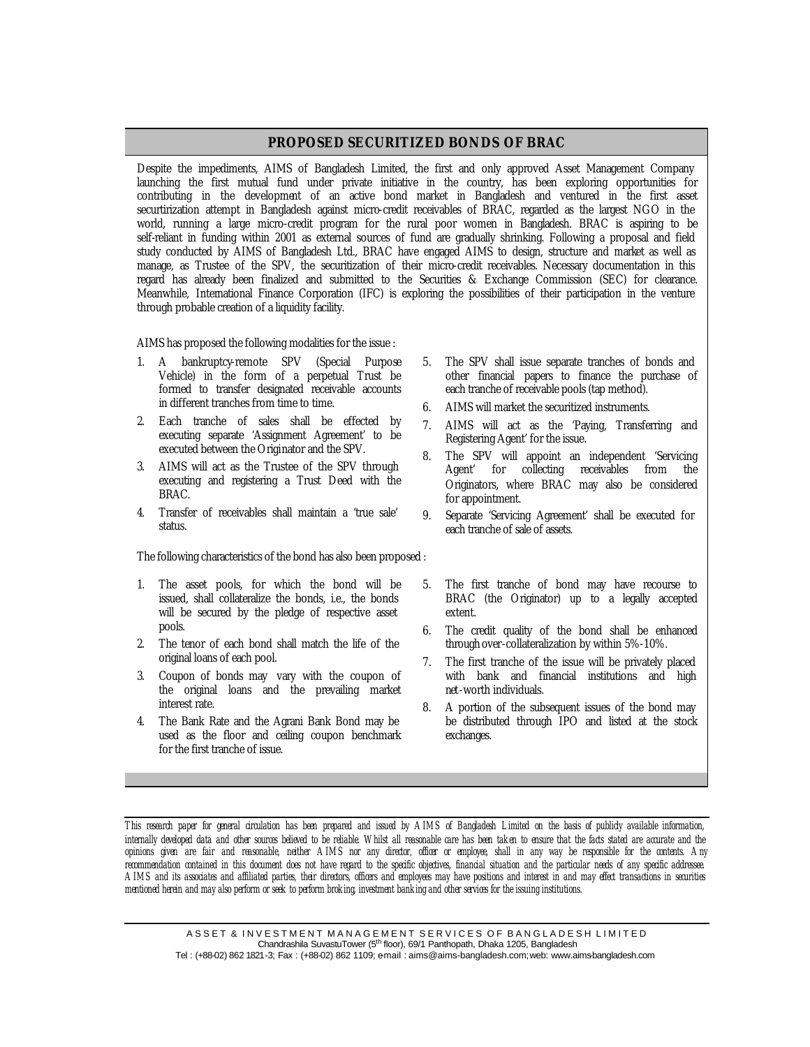## PROPOSED SECURITIZED BONDS OF BRAC

Despite the impediments, AIMS of Bangladesh Limited, the first and only approved Asset Management Company launching the first mutual fund under private initiative in the country, has been exploring opportunities for contributing in the development of an active bond market in Bangladesh and ventured in the first asset securtirization attempt in Bangladesh against micro-credit receivables of BRAC, regarded as the largest NGO in the world, running a large micro-credit program for the rural poor women in Bangladesh. BRAC is aspiring to be self-reliant in funding within 2001 as external sources of fund are gradually shrinking. Following a proposal and field study conducted by AIMS of Bangladesh Ltd., BRAC have engaged AIMS to design, structure and market as well as manage, as Trustee of the SPV, the securitization of their micro-credit receivables. Necessary documentation in this regard has already been finalized and submitted to the Securities & Exchange Commission (SEC) for clearance. Meanwhile, International Finance Corporation (IFC) is exploring the possibilities of their participation in the venture through probable creation of a liquidity facility.

AIMS has proposed the following modalities for the issue :

1. A bankruptcy-remote SPV (Special Purpose Vehicle) in the form of a perpetual Trust be formed to transfer designated receivable accounts in different tranches from time to time.
2. Each tranche of sales shall be effected by executing separate 'Assignment Agreement' to be executed between the Originator and the SPV.
3. AIMS will act as the Trustee of the SPV through executing and registering a Trust Deed with the BRAC.
4. Transfer of receivables shall maintain a 'true sale' status.
5. The SPV shall issue separate tranches of bonds and other financial papers to finance the purchase of each tranche of receivable pools (tap method).
6. AIMS will market the securitized instruments.
7. AIMS will act as the 'Paying, Transferring and Registering Agent' for the issue.
8. The SPV will appoint an independent 'Servicing Agent' for collecting receivables from the Originators, where BRAC may also be considered for appointment.
9. Separate 'Servicing Agreement' shall be executed for each tranche of sale of assets.

The following characteristics of the bond has also been proposed :

1. The asset pools, for which the bond will be issued, shall collateralize the bonds, i.e., the bonds will be secured by the pledge of respective asset pools.
2. The tenor of each bond shall match the life of the original loans of each pool.
3. Coupon of bonds may vary with the coupon of the original loans and the prevailing market interest rate.
4. The Bank Rate and the Agrani Bank Bond may be used as the floor and ceiling coupon benchmark for the first tranche of issue.
5. The first tranche of bond may have recourse to BRAC (the Originator) up to a legally accepted extent.
6. The credit quality of the bond shall be enhanced through over-collateralization by within 5%-10%.
7. The first tranche of the issue will be privately placed with bank and financial institutions and high net-worth individuals.
8. A portion of the subsequent issues of the bond may be distributed through IPO and listed at the stock exchanges.

*This research paper for general circulation has been prepared and issued by AIMS of Bangladesh Limited on the basis of publicly available information, internally developed data and other sources believed to be reliable. Whilst all reasonable care has been taken to ensure that the facts stated are accurate and the opinions given are fair and reasonable, neither AIMS nor any director, officer or employee, shall in any way be responsible for the contents. Any recommendation contained in this document does not have regard to the specific objectives, financial situation and the particular needs of any specific addressee. AIMS and its associates and affiliated parties, their directors, officers and employees may have positions and interest in and may effect transactions in securities mentioned herein and may also perform or seek to perform broking, investment banking and other services for the issuing institutions.*

ASSET & INVESTMENT MANAGEMENT SERVICES OF BANGLADESH LIMITED
Chandrashila SuvastuTower (5th floor), 69/1 Panthopath, Dhaka 1205, Bangladesh
Tel : (+88-02) 862 1821-3; Fax : (+88-02) 862 1109; e-mail : aims@aims-bangladesh.com; web: www.aims-bangladesh.com